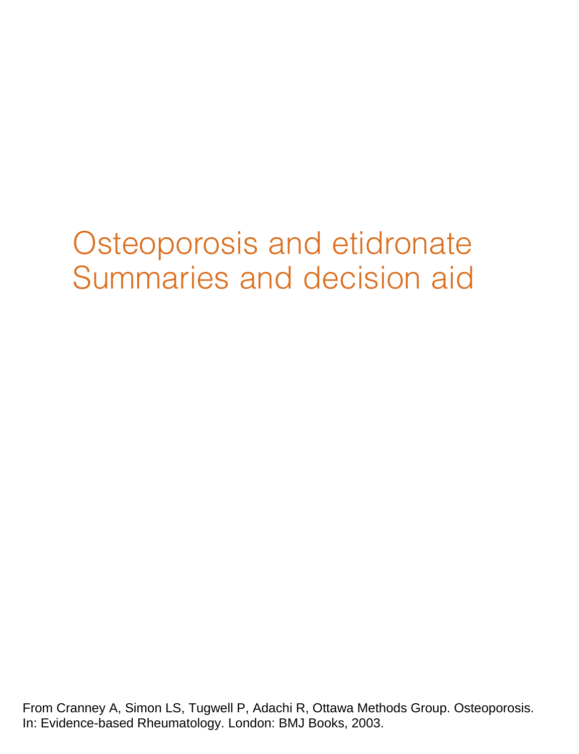# Osteoporosis and etidronate
# Summaries and decision aid

From Cranney A, Simon LS, Tugwell P, Adachi R, Ottawa Methods Group. Osteoporosis. In: Evidence-based Rheumatology. London: BMJ Books, 2003.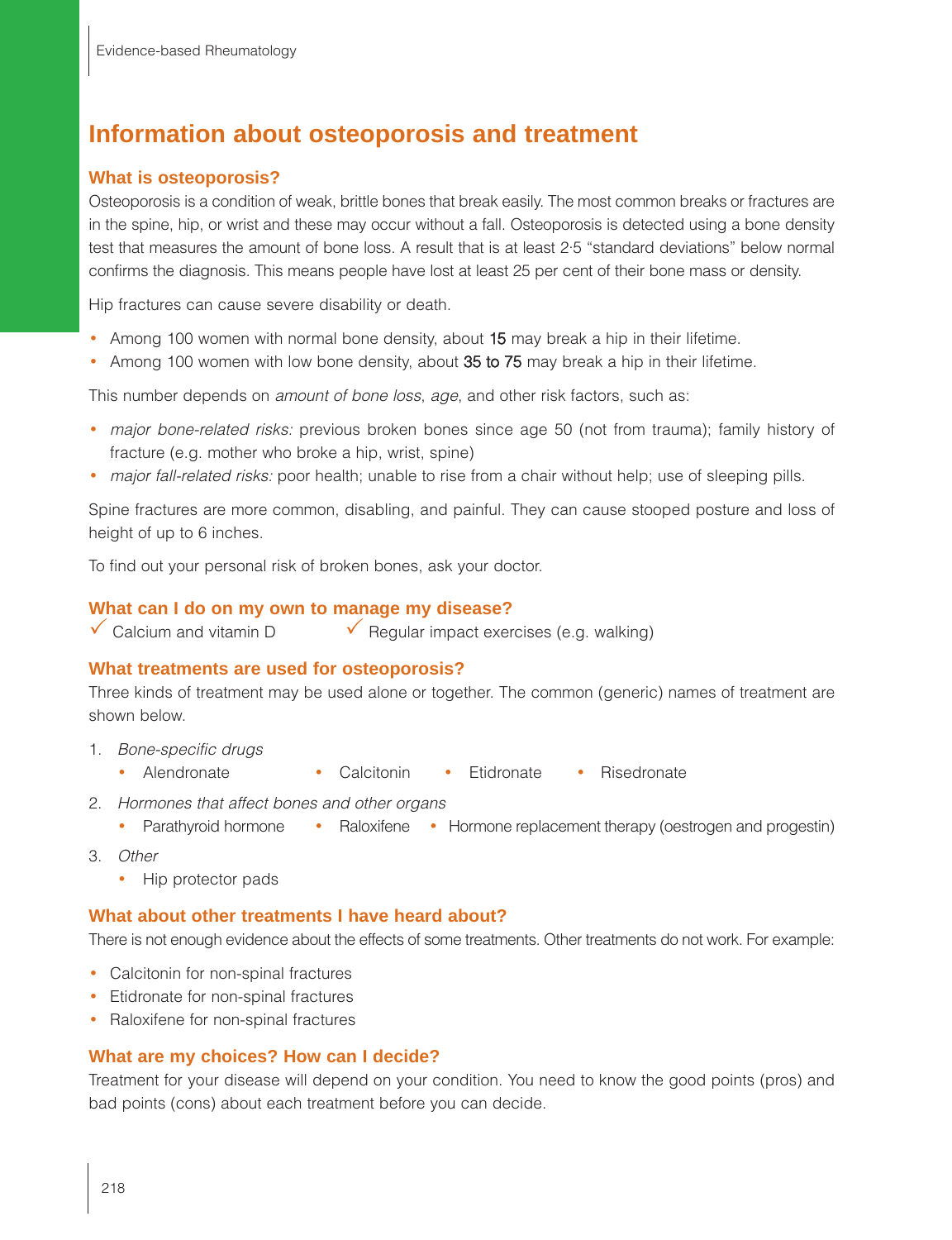# Information about osteoporosis and treatment

## What is osteoporosis?

Osteoporosis is a condition of weak, brittle bones that break easily. The most common breaks or fractures are in the spine, hip, or wrist and these may occur without a fall. Osteoporosis is detected using a bone density test that measures the amount of bone loss. A result that is at least 2·5 "standard deviations" below normal confirms the diagnosis. This means people have lost at least 25 per cent of their bone mass or density.

Hip fractures can cause severe disability or death.

- Among 100 women with normal bone density, about 15 may break a hip in their lifetime.
- Among 100 women with low bone density, about 35 to 75 may break a hip in their lifetime.

This number depends on *amount of bone loss*, *age*, and other risk factors, such as:

- *major bone-related risks:* previous broken bones since age 50 (not from trauma); family history of fracture (e.g. mother who broke a hip, wrist, spine)
- *major fall-related risks:* poor health; unable to rise from a chair without help; use of sleeping pills.

Spine fractures are more common, disabling, and painful. They can cause stooped posture and loss of height of up to 6 inches.

To find out your personal risk of broken bones, ask your doctor.

## What can I do on my own to manage my disease?

✓ Calcium and vitamin D
✓ Regular impact exercises (e.g. walking)

## What treatments are used for osteoporosis?

Three kinds of treatment may be used alone or together. The common (generic) names of treatment are shown below.

1. *Bone-specific drugs*
   - Alendronate
   - Calcitonin
   - Etidronate
   - Risedronate
2. *Hormones that affect bones and other organs*
   - Parathyroid hormone
   - Raloxifene
   - Hormone replacement therapy (oestrogen and progestin)
3. *Other*
   - Hip protector pads

## What about other treatments I have heard about?

There is not enough evidence about the effects of some treatments. Other treatments do not work. For example:

- Calcitonin for non-spinal fractures
- Etidronate for non-spinal fractures
- Raloxifene for non-spinal fractures

## What are my choices? How can I decide?

Treatment for your disease will depend on your condition. You need to know the good points (pros) and bad points (cons) about each treatment before you can decide.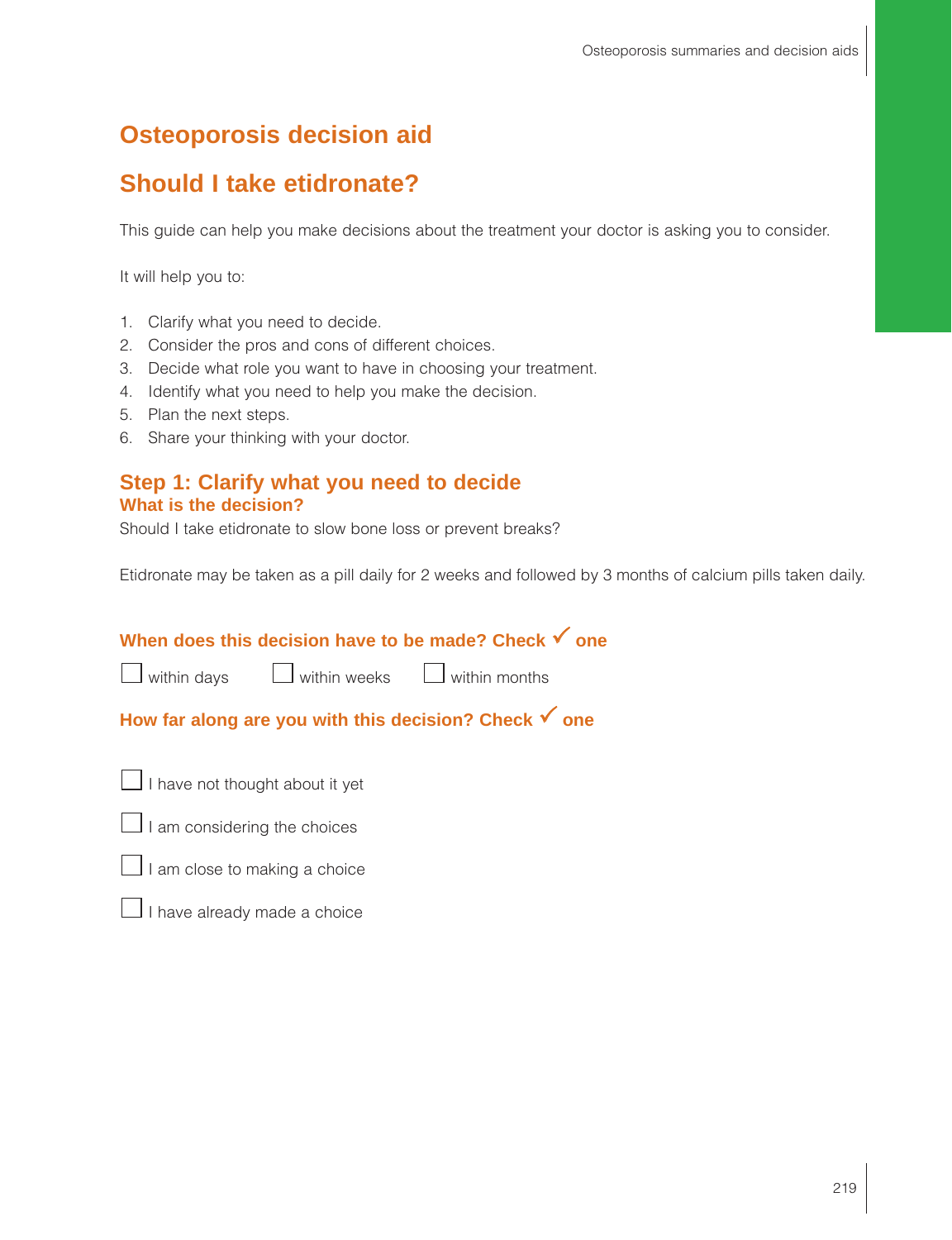# Osteoporosis decision aid

# Should I take etidronate?

This guide can help you make decisions about the treatment your doctor is asking you to consider.

It will help you to:

1. Clarify what you need to decide.
2. Consider the pros and cons of different choices.
3. Decide what role you want to have in choosing your treatment.
4. Identify what you need to help you make the decision.
5. Plan the next steps.
6. Share your thinking with your doctor.

## Step 1: Clarify what you need to decide

### What is the decision?

Should I take etidronate to slow bone loss or prevent breaks?

Etidronate may be taken as a pill daily for 2 weeks and followed by 3 months of calcium pills taken daily.

### When does this decision have to be made? Check ✓ one

☐ within days ☐ within weeks ☐ within months

### How far along are you with this decision? Check ✓ one

☐ I have not thought about it yet

☐ I am considering the choices

☐ I am close to making a choice

☐ I have already made a choice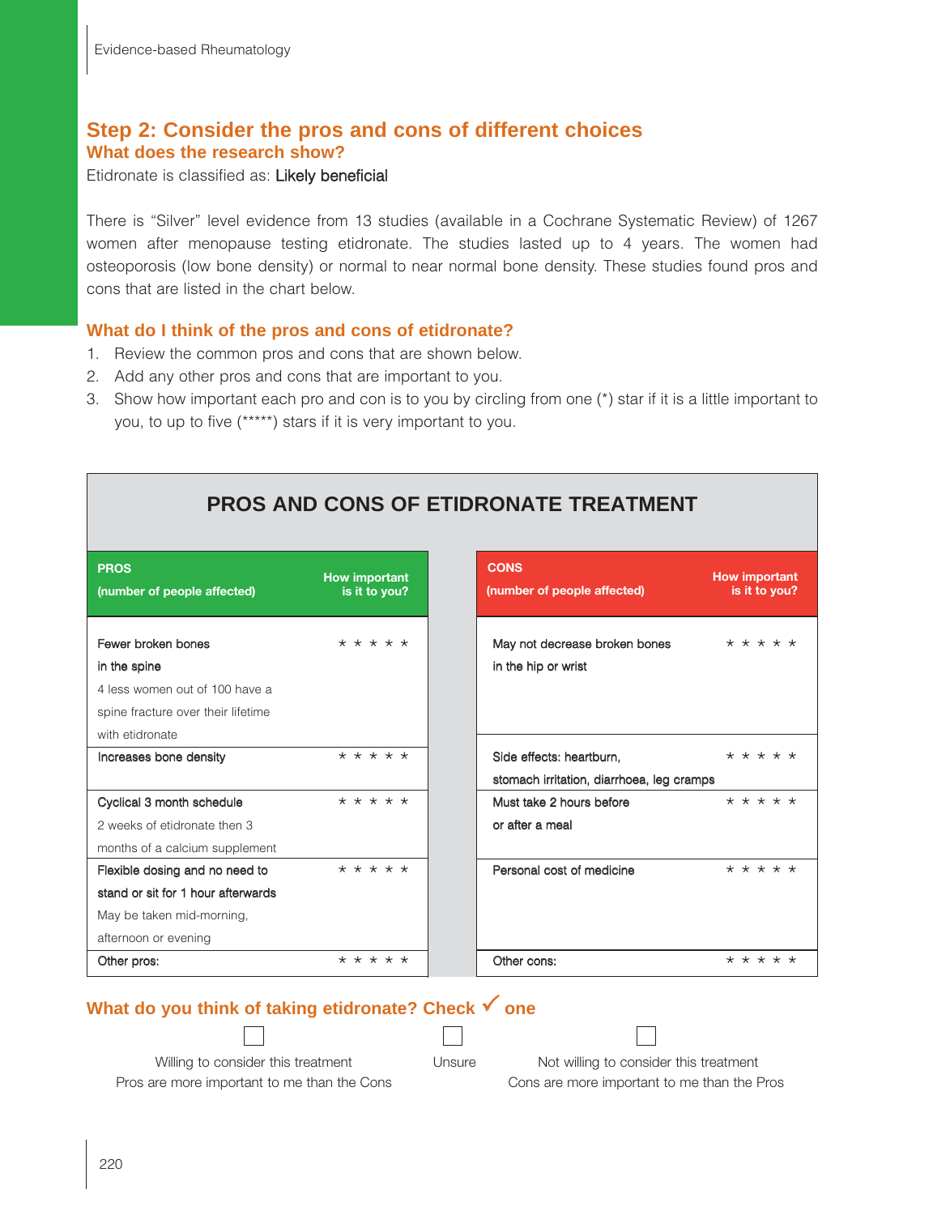## Step 2: Consider the pros and cons of different choices

### What does the research show?

Etidronate is classified as: Likely beneficial

There is "Silver" level evidence from 13 studies (available in a Cochrane Systematic Review) of 1267 women after menopause testing etidronate. The studies lasted up to 4 years. The women had osteoporosis (low bone density) or normal to near normal bone density. These studies found pros and cons that are listed in the chart below.

### What do I think of the pros and cons of etidronate?

1. Review the common pros and cons that are shown below.
2. Add any other pros and cons that are important to you.
3. Show how important each pro and con is to you by circling from one (*) star if it is a little important to you, to up to five (*****) stars if it is very important to you.

**PROS AND CONS OF ETIDRONATE TREATMENT**

| PROS (number of people affected) | How important is it to you? | CONS (number of people affected) | How important is it to you? |
|---|---|---|---|
| Fewer broken bones in the spine<br>4 less women out of 100 have a spine fracture over their lifetime with etidronate | * * * * * | May not decrease broken bones in the hip or wrist | * * * * * |
| Increases bone density | * * * * * | Side effects: heartburn, stomach irritation, diarrhoea, leg cramps | * * * * * |
| Cyclical 3 month schedule<br>2 weeks of etidronate then 3 months of a calcium supplement | * * * * * | Must take 2 hours before or after a meal | * * * * * |
| Flexible dosing and no need to stand or sit for 1 hour afterwards<br>May be taken mid-morning, afternoon or evening | * * * * * | Personal cost of medicine | * * * * * |
| Other pros: | * * * * * | Other cons: | * * * * * |

### What do you think of taking etidronate? Check ✓ one

☐ Willing to consider this treatment
Pros are more important to me than the Cons

☐ Unsure

☐ Not willing to consider this treatment
Cons are more important to me than the Pros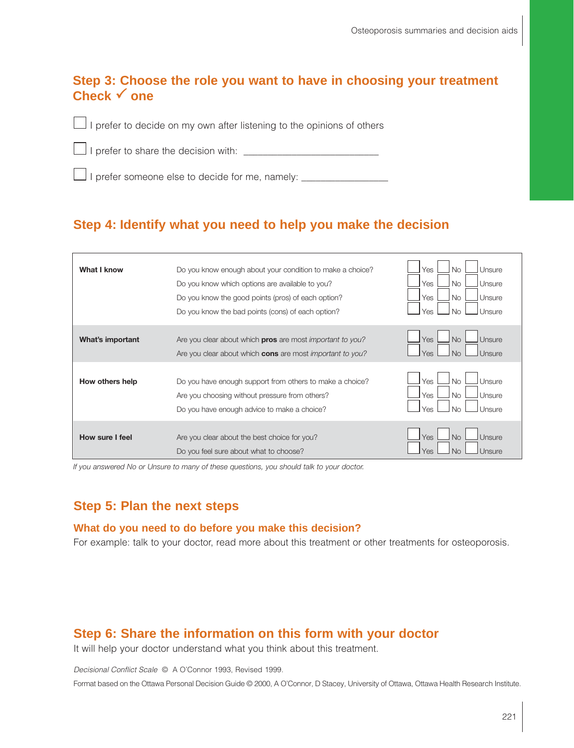## Step 3: Choose the role you want to have in choosing your treatment Check ✓ one

☐ I prefer to decide on my own after listening to the opinions of others

☐ I prefer to share the decision with: ___________________________

☐ I prefer someone else to decide for me, namely: __________________

## Step 4: Identify what you need to help you make the decision

| | | | | |
|---|---|---|---|---|
| **What I know** | Do you know enough about your condition to make a choice? | ☐ Yes | ☐ No | ☐ Unsure |
| | Do you know which options are available to you? | ☐ Yes | ☐ No | ☐ Unsure |
| | Do you know the good points (pros) of each option? | ☐ Yes | ☐ No | ☐ Unsure |
| | Do you know the bad points (cons) of each option? | ☐ Yes | ☐ No | ☐ Unsure |
| **What's important** | Are you clear about which **pros** are most *important to you?* | ☐ Yes | ☐ No | ☐ Unsure |
| | Are you clear about which **cons** are most *important to you?* | ☐ Yes | ☐ No | ☐ Unsure |
| **How others help** | Do you have enough support from others to make a choice? | ☐ Yes | ☐ No | ☐ Unsure |
| | Are you choosing without pressure from others? | ☐ Yes | ☐ No | ☐ Unsure |
| | Do you have enough advice to make a choice? | ☐ Yes | ☐ No | ☐ Unsure |
| **How sure I feel** | Are you clear about the best choice for you? | ☐ Yes | ☐ No | ☐ Unsure |
| | Do you feel sure about what to choose? | ☐ Yes | ☐ No | ☐ Unsure |

*If you answered No or Unsure to many of these questions, you should talk to your doctor.*

## Step 5: Plan the next steps

### What do you need to do before you make this decision?

For example: talk to your doctor, read more about this treatment or other treatments for osteoporosis.

## Step 6: Share the information on this form with your doctor

It will help your doctor understand what you think about this treatment.

*Decisional Conflict Scale* © A O'Connor 1993, Revised 1999.

Format based on the Ottawa Personal Decision Guide © 2000, A O'Connor, D Stacey, University of Ottawa, Ottawa Health Research Institute.